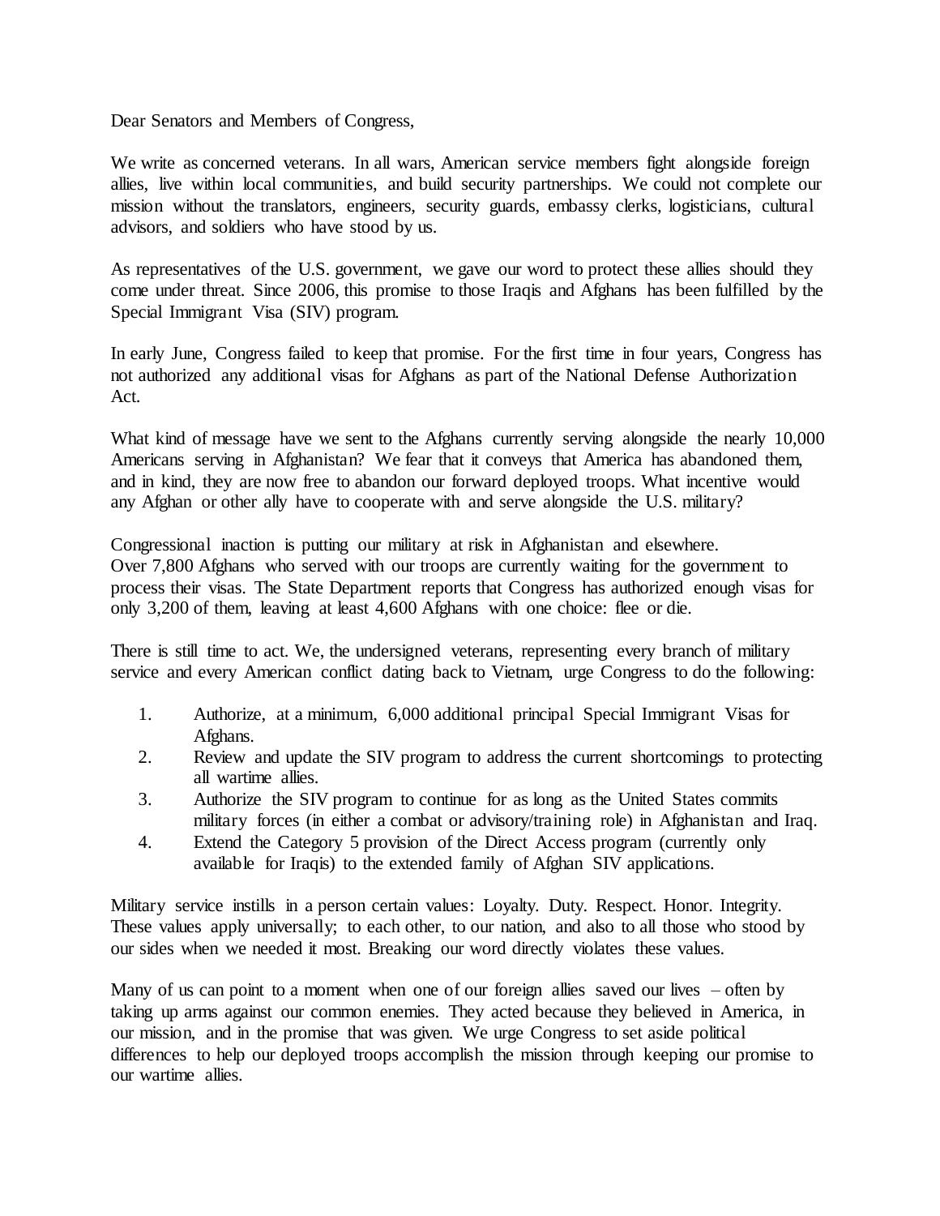Dear Senators and Members of Congress,

We write as concerned veterans. In all wars, American service members fight alongside foreign allies, live within local communities, and build security partnerships. We could not complete our mission without the translators, engineers, security guards, embassy clerks, logisticians, cultural advisors, and soldiers who have stood by us.

As representatives of the U.S. government, we gave our word to protect these allies should they come under threat. Since 2006, this promise to those Iraqis and Afghans has been fulfilled by the Special Immigrant Visa (SIV) program.

In early June, Congress failed to keep that promise. For the first time in four years, Congress has not authorized any additional visas for Afghans as part of the National Defense Authorization Act.

What kind of message have we sent to the Afghans currently serving alongside the nearly 10,000 Americans serving in Afghanistan? We fear that it conveys that America has abandoned them, and in kind, they are now free to abandon our forward deployed troops. What incentive would any Afghan or other ally have to cooperate with and serve alongside the U.S. military?

Congressional inaction is putting our military at risk in Afghanistan and elsewhere. Over 7,800 Afghans who served with our troops are currently waiting for the government to process their visas. The State Department reports that Congress has authorized enough visas for only 3,200 of them, leaving at least 4,600 Afghans with one choice: flee or die.

There is still time to act. We, the undersigned veterans, representing every branch of military service and every American conflict dating back to Vietnam, urge Congress to do the following:

1. Authorize, at a minimum, 6,000 additional principal Special Immigrant Visas for Afghans.
2. Review and update the SIV program to address the current shortcomings to protecting all wartime allies.
3. Authorize the SIV program to continue for as long as the United States commits military forces (in either a combat or advisory/training role) in Afghanistan and Iraq.
4. Extend the Category 5 provision of the Direct Access program (currently only available for Iraqis) to the extended family of Afghan SIV applications.

Military service instills in a person certain values: Loyalty. Duty. Respect. Honor. Integrity. These values apply universally; to each other, to our nation, and also to all those who stood by our sides when we needed it most. Breaking our word directly violates these values.

Many of us can point to a moment when one of our foreign allies saved our lives – often by taking up arms against our common enemies. They acted because they believed in America, in our mission, and in the promise that was given. We urge Congress to set aside political differences to help our deployed troops accomplish the mission through keeping our promise to our wartime allies.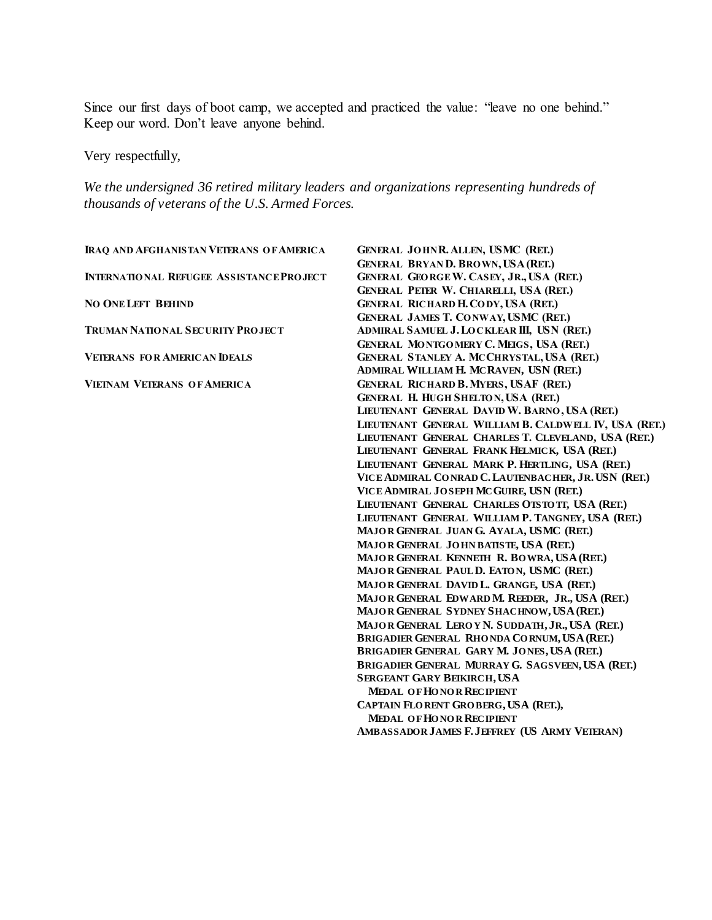Since our first days of boot camp, we accepted and practiced the value: “leave no one behind.” Keep our word. Don’t leave anyone behind.

Very respectfully,

*We the undersigned 36 retired military leaders and organizations representing hundreds of thousands of veterans of the U.S. Armed Forces.*

**IRAQ AND AFGHANISTAN VETERANS OF AMERICA**

**INTERNATIONAL REFUGEE ASSISTANCE PROJECT**

**NO ONE LEFT BEHIND**

**TRUMAN NATIONAL SECURITY PROJECT**

**VETERANS FOR AMERICAN IDEALS**

**VIETNAM VETERANS OF AMERICA**

**GENERAL JOHN R. ALLEN, USMC (RET.)**
**GENERAL BRYAN D. BROWN, USA (RET.)**
**GENERAL GEORGE W. CASEY, JR., USA (RET.)**
**GENERAL PETER W. CHIARELLI, USA (RET.)**
**GENERAL RICHARD H. CODY, USA (RET.)**
**GENERAL JAMES T. CONWAY, USMC (RET.)**
**ADMIRAL SAMUEL J. LOCKLEAR III, USN (RET.)**
**GENERAL MONTGOMERY C. MEIGS, USA (RET.)**
**GENERAL STANLEY A. MCCHRYSTAL, USA (RET.)**
**ADMIRAL WILLIAM H. MCRAVEN, USN (RET.)**
**GENERAL RICHARD B. MYERS, USAF (RET.)**
**GENERAL H. HUGH SHELTON, USA (RET.)**
**LIEUTENANT GENERAL DAVID W. BARNO, USA (RET.)**
**LIEUTENANT GENERAL WILLIAM B. CALDWELL IV, USA (RET.)**
**LIEUTENANT GENERAL CHARLES T. CLEVELAND, USA (RET.)**
**LIEUTENANT GENERAL FRANK HELMICK, USA (RET.)**
**LIEUTENANT GENERAL MARK P. HERTLING, USA (RET.)**
**VICE ADMIRAL CONRAD C. LAUTENBACHER, JR. USN (RET.)**
**VICE ADMIRAL JOSEPH MCGUIRE, USN (RET.)**
**LIEUTENANT GENERAL CHARLES OTSTOTT, USA (RET.)**
**LIEUTENANT GENERAL WILLIAM P. TANGNEY, USA (RET.)**
**MAJOR GENERAL JUAN G. AYALA, USMC (RET.)**
**MAJOR GENERAL JOHN BATISTE, USA (RET.)**
**MAJOR GENERAL KENNETH R. BOWRA, USA (RET.)**
**MAJOR GENERAL PAUL D. EATON, USMC (RET.)**
**MAJOR GENERAL DAVID L. GRANGE, USA (RET.)**
**MAJOR GENERAL EDWARD M. REEDER, JR., USA (RET.)**
**MAJOR GENERAL SYDNEY SHACHNOW, USA (RET.)**
**MAJOR GENERAL LEROY N. SUDDATH, JR., USA (RET.)**
**BRIGADIER GENERAL RHONDA CORNUM, USA (RET.)**
**BRIGADIER GENERAL GARY M. JONES, USA (RET.)**
**BRIGADIER GENERAL MURRAY G. SAGSVEEN, USA (RET.)**
**SERGEANT GARY BEIKIRCH, USA**
**MEDAL OF HONOR RECIPIENT**
**CAPTAIN FLORENT GROBERG, USA (RET.),**
**MEDAL OF HONOR RECIPIENT**
**AMBASSADOR JAMES F. JEFFREY (US ARMY VETERAN)**